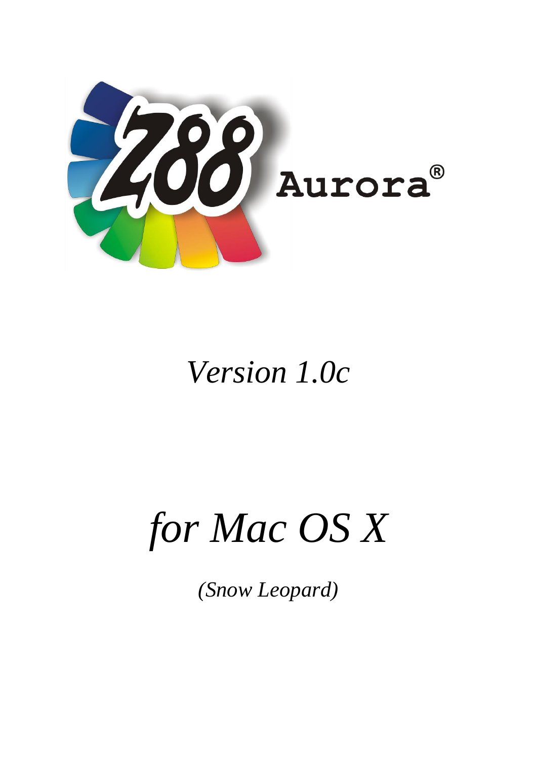# Z88 Aurora®

*Version 1.0c*

# *for Mac OS X*

*(Snow Leopard)*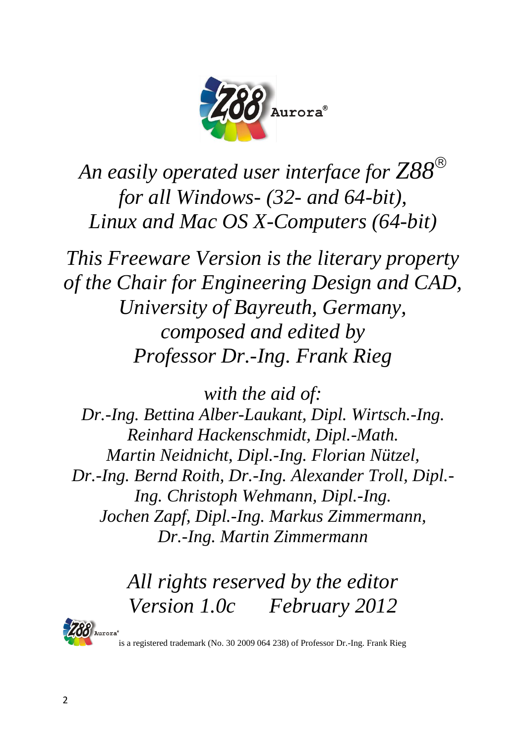*An easily operated user interface for Z88®*
*for all Windows- (32- and 64-bit),*
*Linux and Mac OS X-Computers (64-bit)*

*This Freeware Version is the literary property of the Chair for Engineering Design and CAD, University of Bayreuth, Germany, composed and edited by Professor Dr.-Ing. Frank Rieg*

*with the aid of:*
*Dr.-Ing. Bettina Alber-Laukant, Dipl. Wirtsch.-Ing. Reinhard Hackenschmidt, Dipl.-Math. Martin Neidnicht, Dipl.-Ing. Florian Nützel, Dr.-Ing. Bernd Roith, Dr.-Ing. Alexander Troll, Dipl.-Ing. Christoph Wehmann, Dipl.-Ing. Jochen Zapf, Dipl.-Ing. Markus Zimmermann, Dr.-Ing. Martin Zimmermann*

*All rights reserved by the editor*
*Version 1.0c February 2012*

Z88 Aurora® is a registered trademark (No. 30 2009 064 238) of Professor Dr.-Ing. Frank Rieg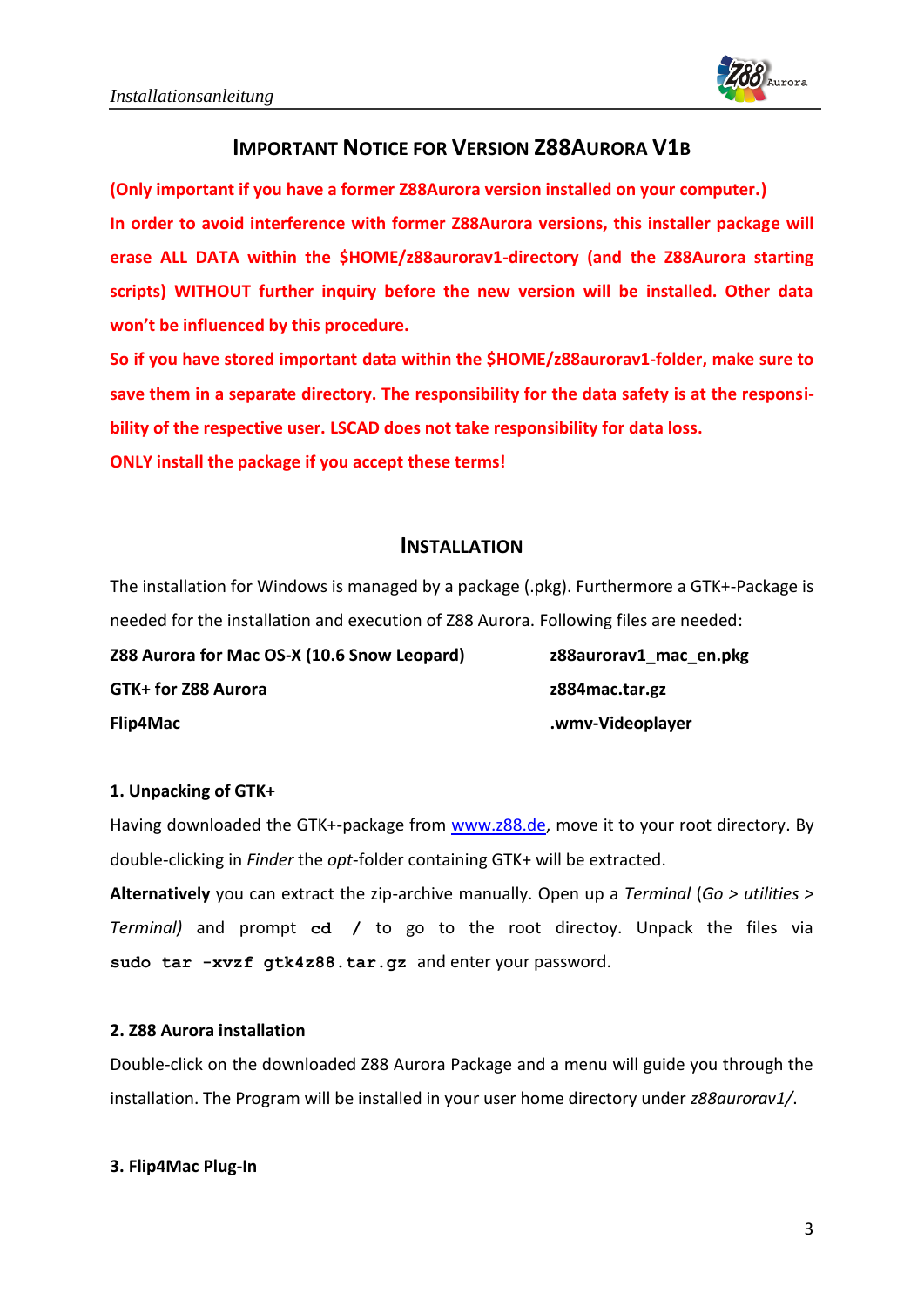## IMPORTANT NOTICE FOR VERSION Z88AURORA V1B

**(Only important if you have a former Z88Aurora version installed on your computer.)**

**In order to avoid interference with former Z88Aurora versions, this installer package will erase ALL DATA within the $HOME/z88aurorav1-directory (and the Z88Aurora starting scripts) WITHOUT further inquiry before the new version will be installed. Other data won't be influenced by this procedure.**

**So if you have stored important data within the $HOME/z88aurorav1-folder, make sure to save them in a separate directory. The responsibility for the data safety is at the responsibility of the respective user. LSCAD does not take responsibility for data loss.**

**ONLY install the package if you accept these terms!**

## INSTALLATION

The installation for Windows is managed by a package (.pkg). Furthermore a GTK+-Package is needed for the installation and execution of Z88 Aurora. Following files are needed:

| | |
|---|---|
| **Z88 Aurora for Mac OS-X (10.6 Snow Leopard)** | **z88aurorav1_mac_en.pkg** |
| **GTK+ for Z88 Aurora** | **z884mac.tar.gz** |
| **Flip4Mac** | **.wmv-Videoplayer** |

### 1. Unpacking of GTK+

Having downloaded the GTK+-package from www.z88.de, move it to your root directory. By double-clicking in *Finder* the *opt*-folder containing GTK+ will be extracted.

**Alternatively** you can extract the zip-archive manually. Open up a *Terminal* (*Go > utilities > Terminal)* and prompt `cd /` to go to the root directoy. Unpack the files via `sudo tar -xvzf gtk4z88.tar.gz` and enter your password.

### 2. Z88 Aurora installation

Double-click on the downloaded Z88 Aurora Package and a menu will guide you through the installation. The Program will be installed in your user home directory under *z88aurorav1/*.

### 3. Flip4Mac Plug-In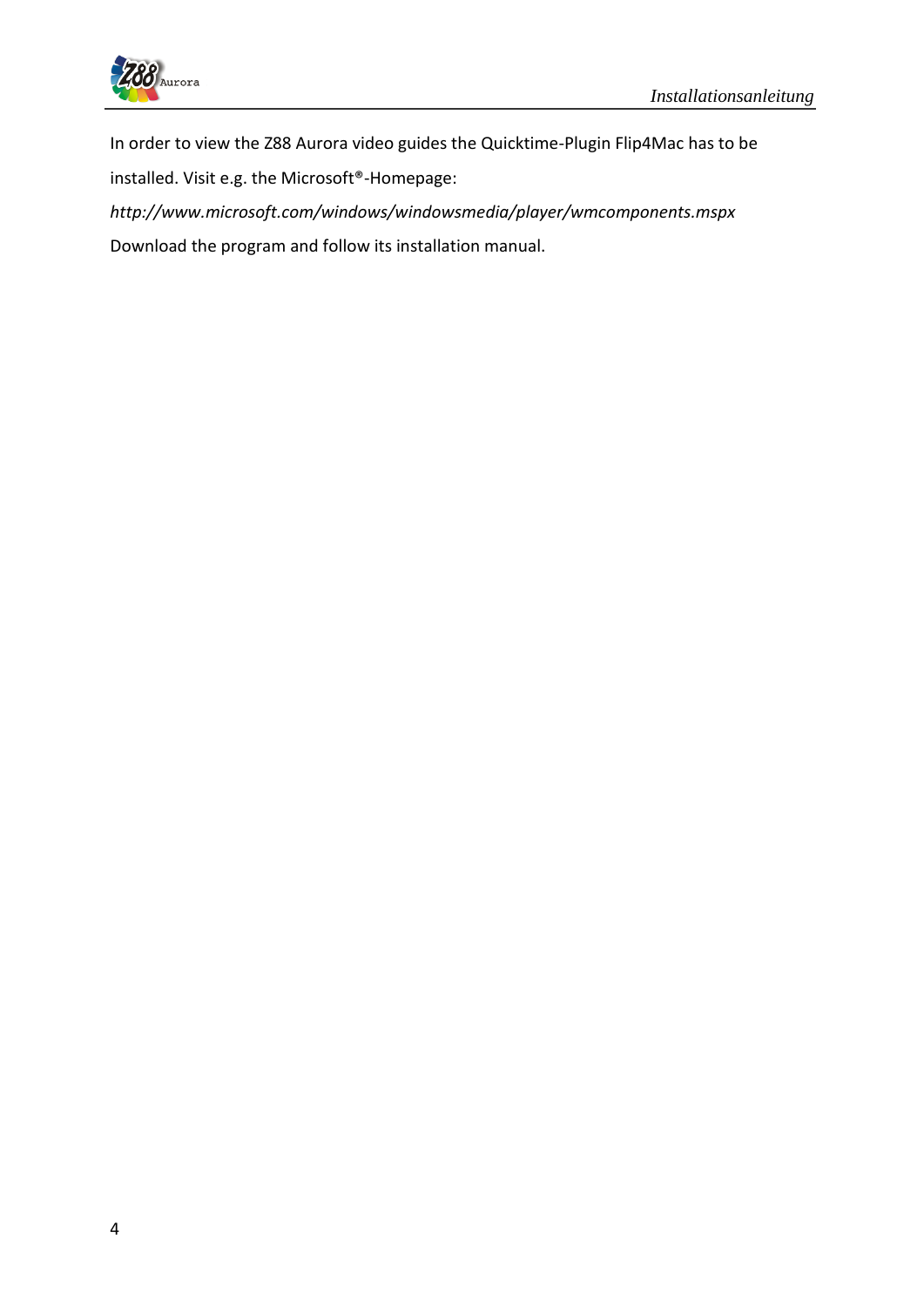In order to view the Z88 Aurora video guides the Quicktime-Plugin Flip4Mac has to be installed. Visit e.g. the Microsoft®-Homepage:

*http://www.microsoft.com/windows/windowsmedia/player/wmcomponents.mspx*

Download the program and follow its installation manual.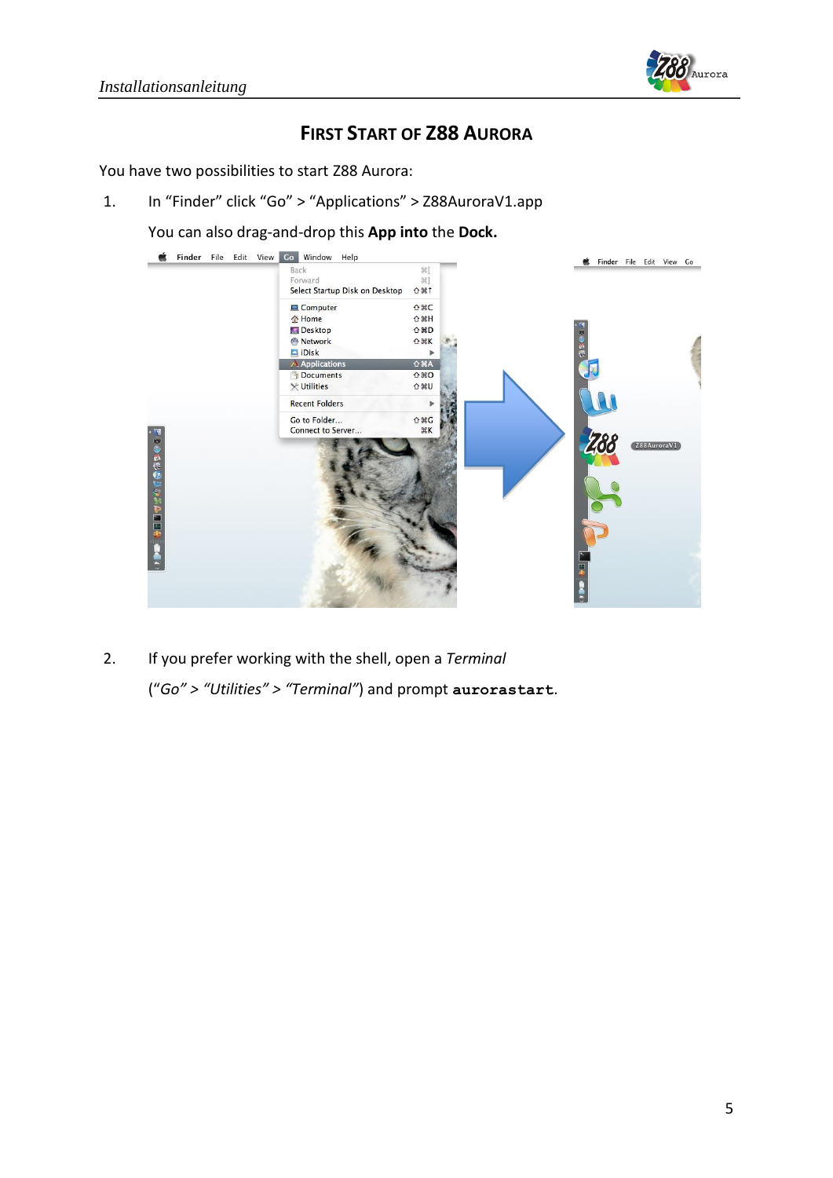# First Start of Z88 Aurora

You have two possibilities to start Z88 Aurora:

1. In “Finder” click “Go” > “Applications” > Z88AuroraV1.app

   You can also drag-and-drop this **App into** the **Dock.**

2. If you prefer working with the shell, open a *Terminal*

   (*“Go” > “Utilities” > “Terminal”*) and prompt **`aurorastart`**.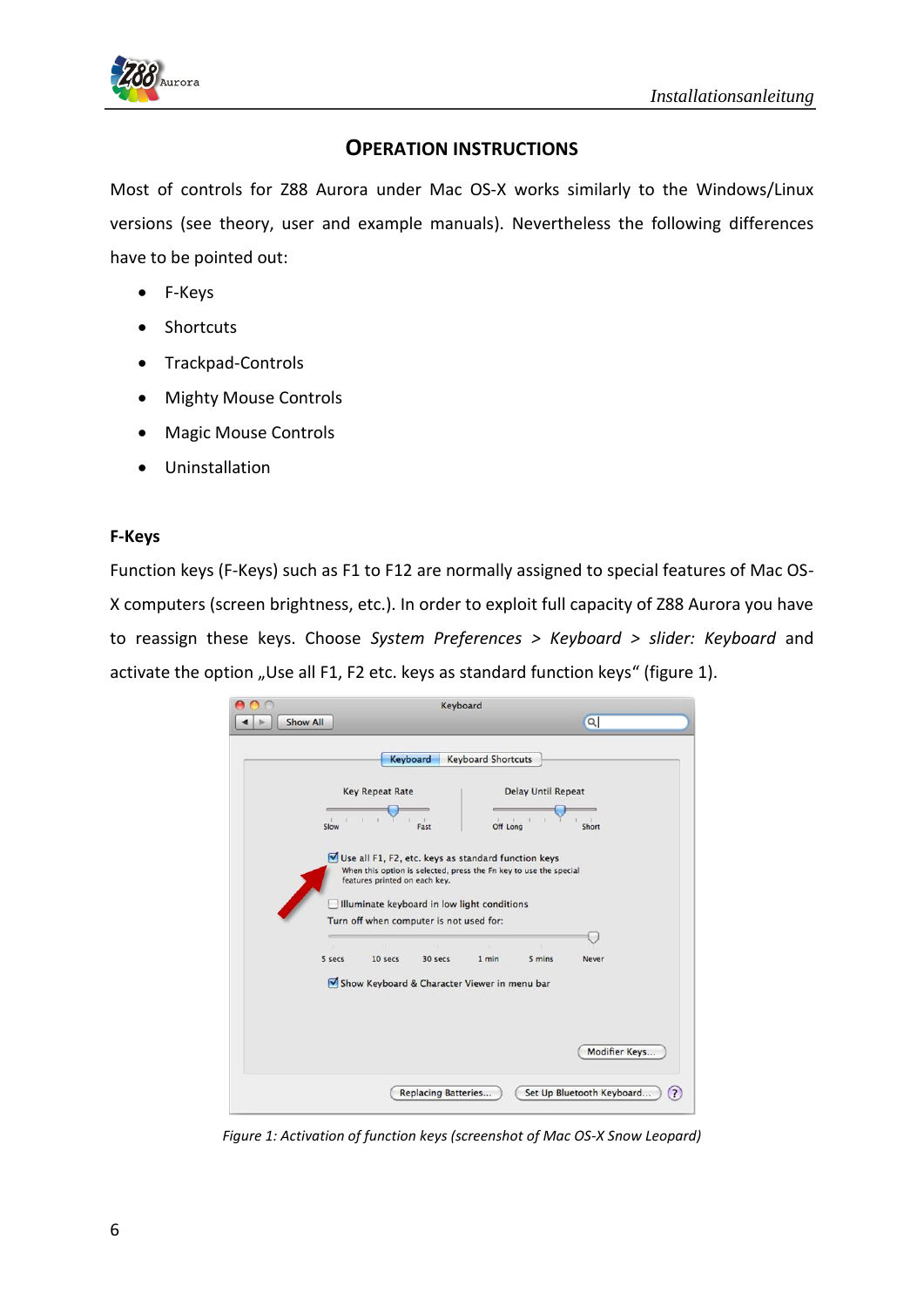## OPERATION INSTRUCTIONS

Most of controls for Z88 Aurora under Mac OS-X works similarly to the Windows/Linux versions (see theory, user and example manuals). Nevertheless the following differences have to be pointed out:

- F-Keys
- Shortcuts
- Trackpad-Controls
- Mighty Mouse Controls
- Magic Mouse Controls
- Uninstallation

### F-Keys

Function keys (F-Keys) such as F1 to F12 are normally assigned to special features of Mac OS-X computers (screen brightness, etc.). In order to exploit full capacity of Z88 Aurora you have to reassign these keys. Choose *System Preferences > Keyboard > slider: Keyboard* and activate the option „Use all F1, F2 etc. keys as standard function keys“ (figure 1).

*Figure 1: Activation of function keys (screenshot of Mac OS-X Snow Leopard)*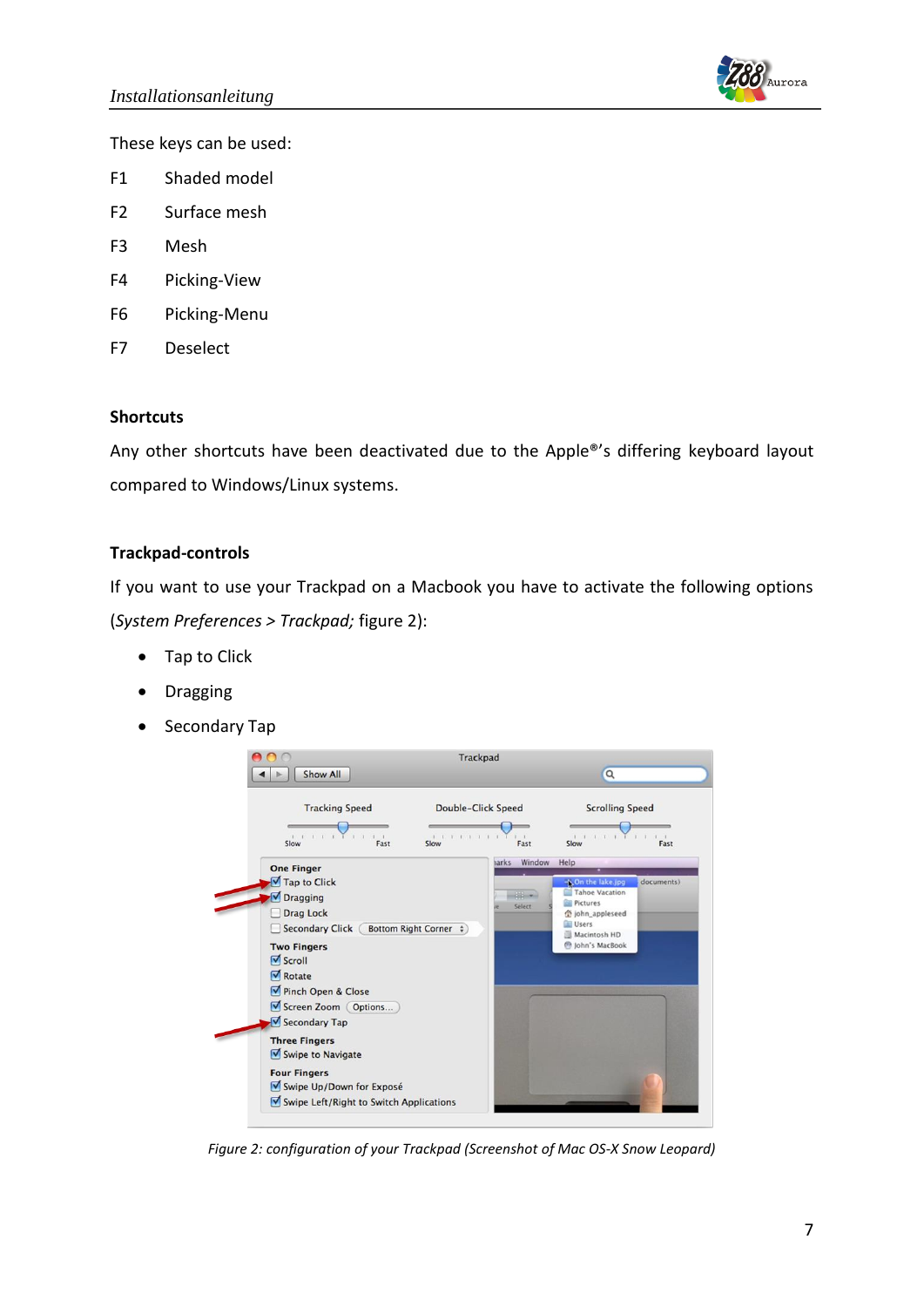These keys can be used:

| | |
|---|---|
| F1 | Shaded model |
| F2 | Surface mesh |
| F3 | Mesh |
| F4 | Picking-View |
| F6 | Picking-Menu |
| F7 | Deselect |

**Shortcuts**

Any other shortcuts have been deactivated due to the Apple®'s differing keyboard layout compared to Windows/Linux systems.

**Trackpad-controls**

If you want to use your Trackpad on a Macbook you have to activate the following options (*System Preferences > Trackpad;* figure 2):

- Tap to Click
- Dragging
- Secondary Tap

*Figure 2: configuration of your Trackpad (Screenshot of Mac OS-X Snow Leopard)*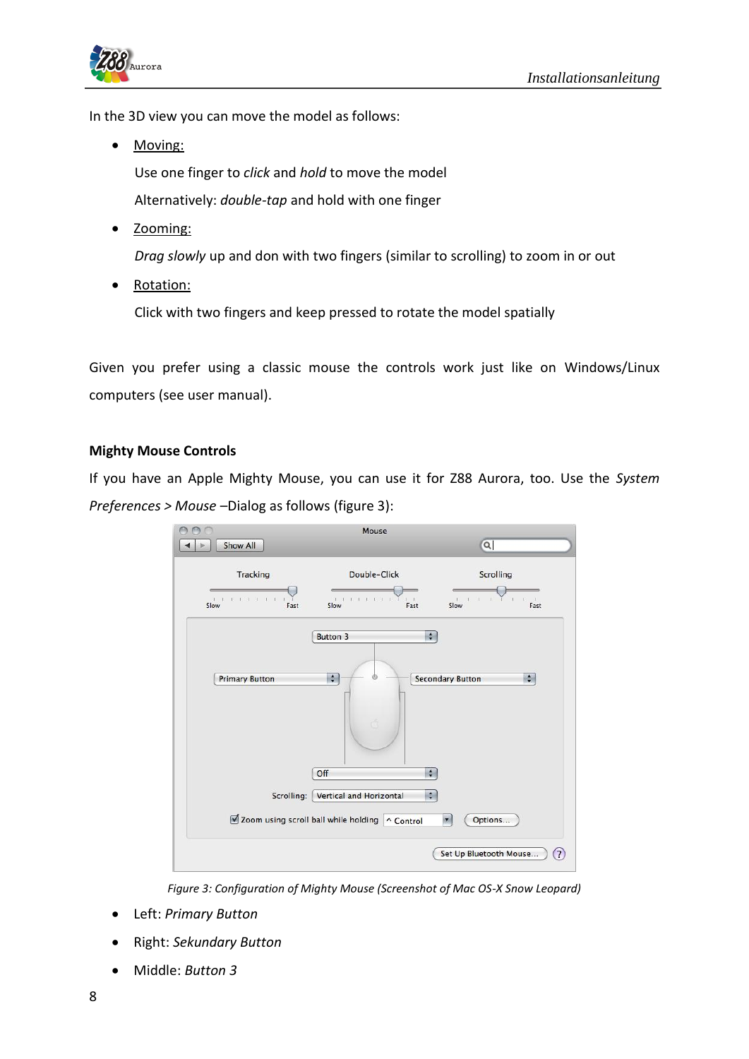In the 3D view you can move the model as follows:

- Moving:

  Use one finger to *click* and *hold* to move the model

  Alternatively: *double-tap* and hold with one finger

- Zooming:

  *Drag slowly* up and don with two fingers (similar to scrolling) to zoom in or out

- Rotation:

  Click with two fingers and keep pressed to rotate the model spatially

Given you prefer using a classic mouse the controls work just like on Windows/Linux computers (see user manual).

**Mighty Mouse Controls**

If you have an Apple Mighty Mouse, you can use it for Z88 Aurora, too. Use the *System Preferences > Mouse* –Dialog as follows (figure 3):

*Figure 3: Configuration of Mighty Mouse (Screenshot of Mac OS-X Snow Leopard)*

- Left: *Primary Button*
- Right: *Sekundary Button*
- Middle: *Button 3*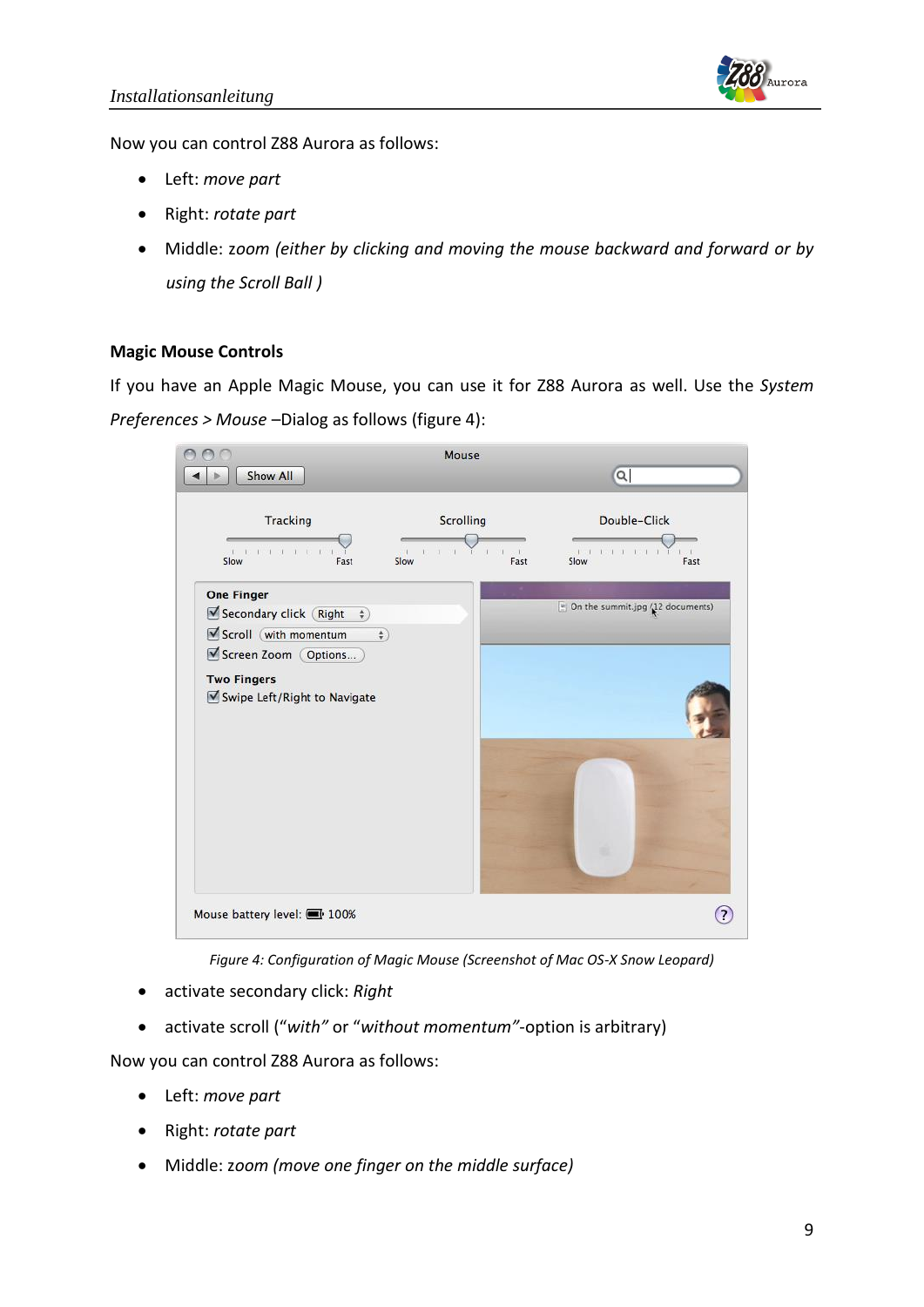Now you can control Z88 Aurora as follows:

- Left: *move part*
- Right: *rotate part*
- Middle: *zoom (either by clicking and moving the mouse backward and forward or by using the Scroll Ball )*

**Magic Mouse Controls**

If you have an Apple Magic Mouse, you can use it for Z88 Aurora as well. Use the *System Preferences > Mouse* –Dialog as follows (figure 4):

*Figure 4: Configuration of Magic Mouse (Screenshot of Mac OS-X Snow Leopard)*

- activate secondary click: *Right*
- activate scroll (“*with*” or “*without momentum*”-option is arbitrary)

Now you can control Z88 Aurora as follows:

- Left: *move part*
- Right: *rotate part*
- Middle: *zoom (move one finger on the middle surface)*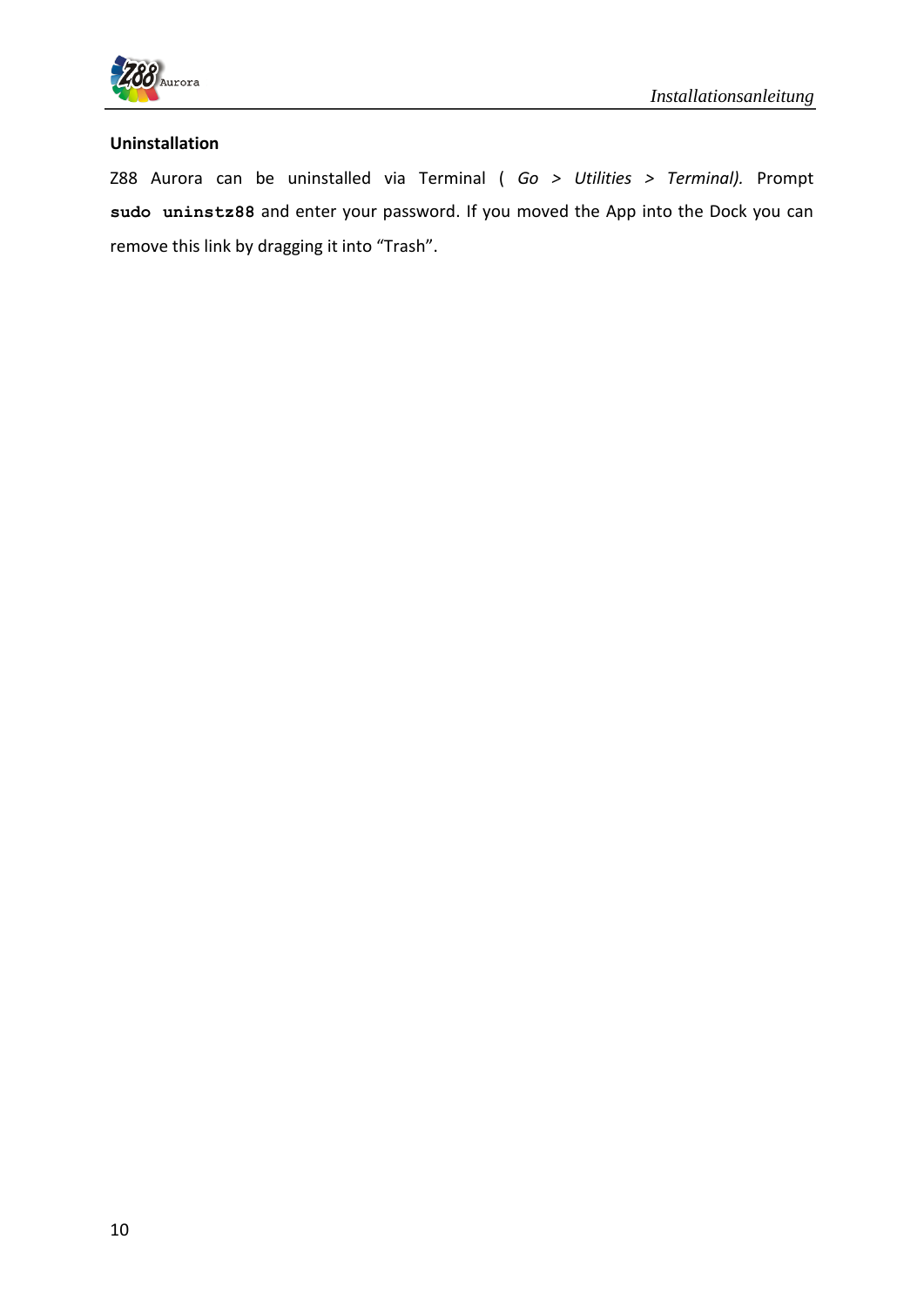### Uninstallation

Z88 Aurora can be uninstalled via Terminal ( *Go > Utilities > Terminal).* Prompt **`sudo uninstz88`** and enter your password. If you moved the App into the Dock you can remove this link by dragging it into “Trash”.